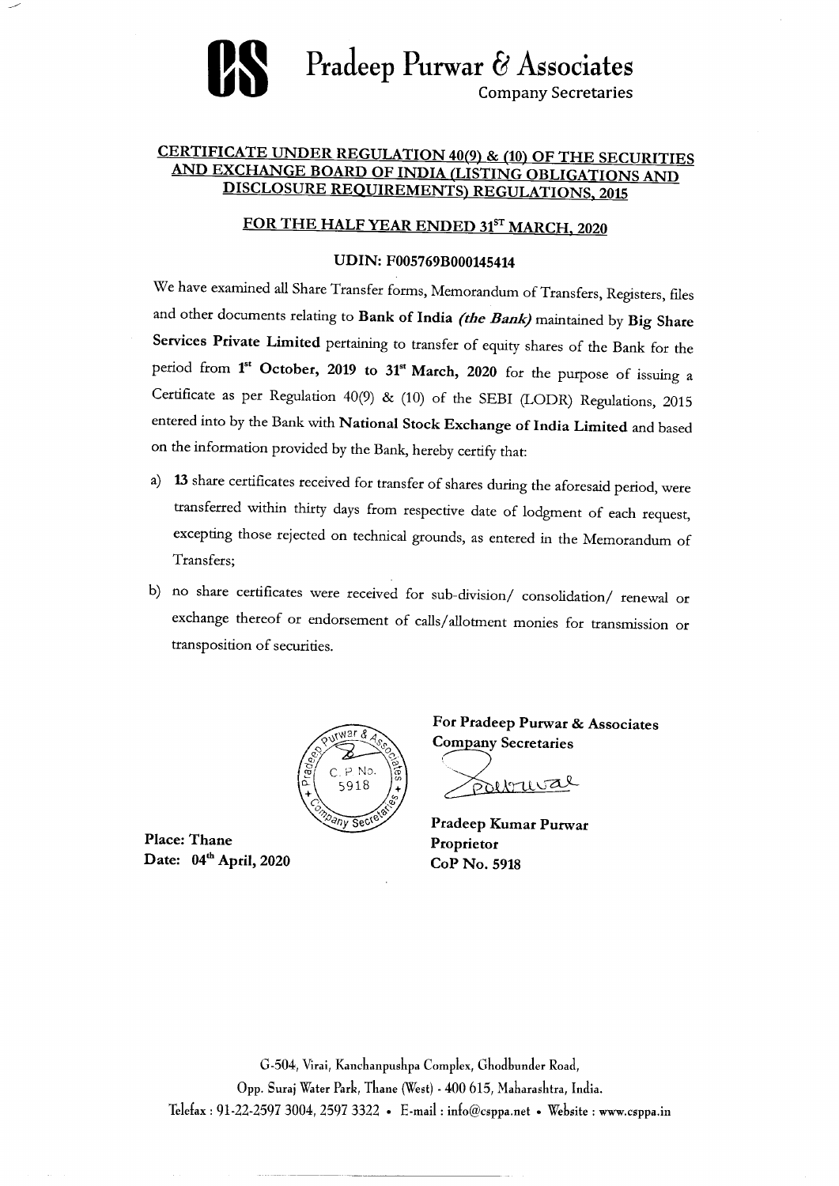# Pradeep Purwar & Associates

Company Secretaries

## CERTIFICATE UNDER REGULATION 40(9) & (10) OF THE SECURITIES AND EXCHANGE BOARD OF INDIA (LISTING OBLIGATIONS AND DISCLOSURE REQUIREMENTS) REGULATIONS, 2015

## FOR THE HALF YEAR ENDED 31ST MARCH, 2020

**UDIN: F005769B000145414**

We have examined all Share Transfer forms, Memorandum of Transfers, Registers, files and other documents relating to **Bank of India** ***(the Bank)*** maintained by **Big Share Services Private Limited** pertaining to transfer of equity shares of the Bank for the period from **1st October, 2019 to 31st March, 2020** for the purpose of issuing a Certificate as per Regulation 40(9) & (10) of the SEBI (LODR) Regulations, 2015 entered into by the Bank with **National Stock Exchange of India Limited** and based on the information provided by the Bank, hereby certify that:

a) **13** share certificates received for transfer of shares during the aforesaid period, were transferred within thirty days from respective date of lodgment of each request, excepting those rejected on technical grounds, as entered in the Memorandum of Transfers;

b) no share certificates were received for sub-division/ consolidation/ renewal or exchange thereof or endorsement of calls/allotment monies for transmission or transposition of securities.

**For Pradeep Purwar & Associates**
**Company Secretaries**

**Pradeep Kumar Purwar**
**Proprietor**
**CoP No. 5918**

**Place: Thane**
**Date: 04th April, 2020**

G-504, Virai, Kanchanpushpa Complex, Ghodbunder Road,
Opp. Suraj Water Park, Thane (West) - 400 615, Maharashtra, India.
Telefax : 91-22-2597 3004, 2597 3322 • E-mail : info@csppa.net • Website : www.csppa.in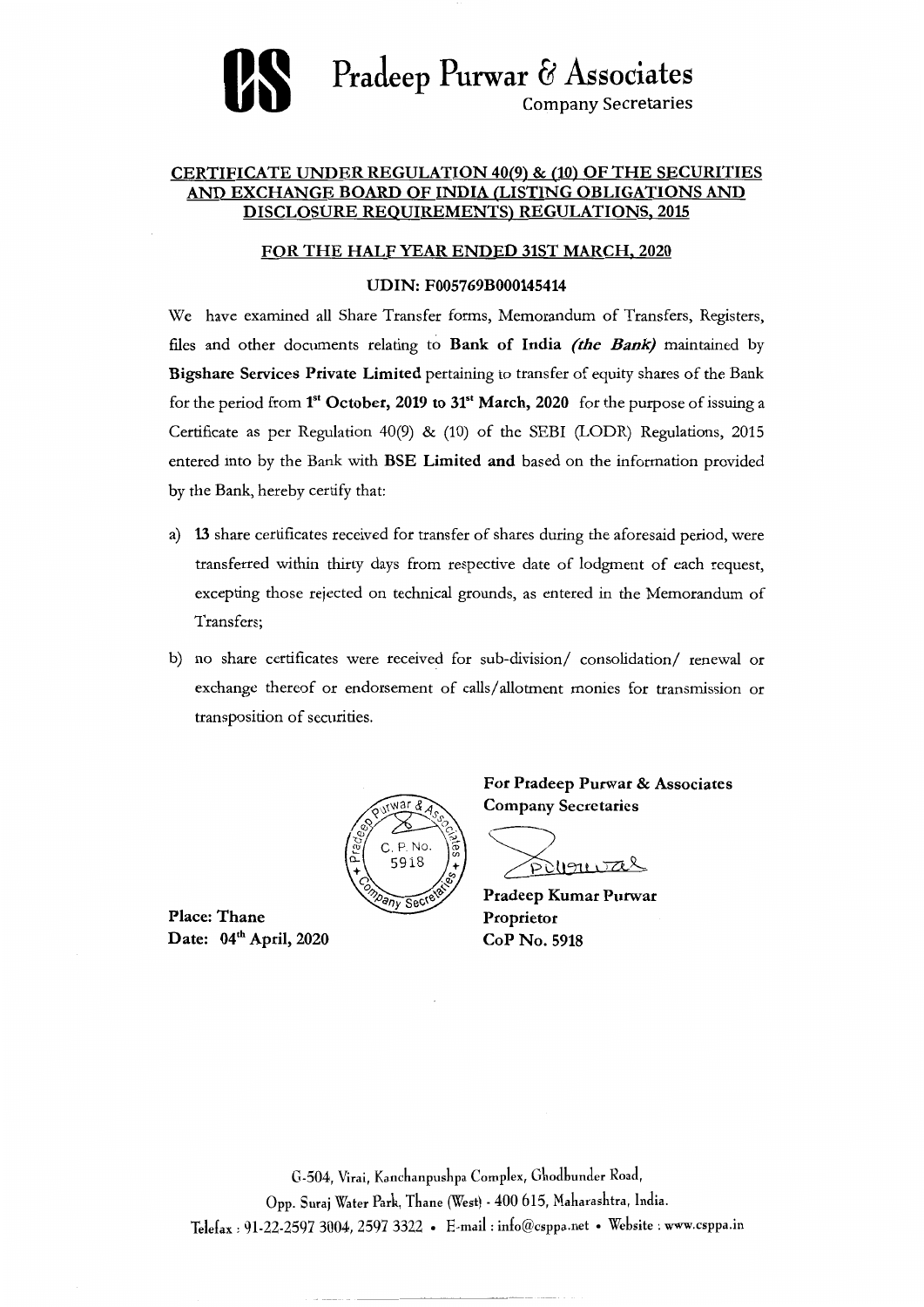# Pradeep Purwar & Associates

Company Secretaries

## CERTIFICATE UNDER REGULATION 40(9) & (10) OF THE SECURITIES AND EXCHANGE BOARD OF INDIA (LISTING OBLIGATIONS AND DISCLOSURE REQUIREMENTS) REGULATIONS, 2015

### FOR THE HALF YEAR ENDED 31ST MARCH, 2020

**UDIN: F005769B000145414**

We have examined all Share Transfer forms, Memorandum of Transfers, Registers, files and other documents relating to **Bank of India *(the Bank)*** maintained by **Bigshare Services Private Limited** pertaining to transfer of equity shares of the Bank for the period from **1st October, 2019 to 31st March, 2020** for the purpose of issuing a Certificate as per Regulation 40(9) & (10) of the SEBI (LODR) Regulations, 2015 entered into by the Bank with **BSE Limited and** based on the information provided by the Bank, hereby certify that:

a) **13** share certificates received for transfer of shares during the aforesaid period, were transferred within thirty days from respective date of lodgment of each request, excepting those rejected on technical grounds, as entered in the Memorandum of Transfers;

b) no share certificates were received for sub-division/ consolidation/ renewal or exchange thereof or endorsement of calls/allotment monies for transmission or transposition of securities.

**For Pradeep Purwar & Associates**
**Company Secretaries**

**Pradeep Kumar Purwar**
**Proprietor**
**CoP No. 5918**

**Place: Thane**
**Date: 04th April, 2020**

G-504, Virai, Kanchanpushpa Complex, Ghodbunder Road,
Opp. Suraj Water Park, Thane (West) - 400 615, Maharashtra, India.
Telefax : 91-22-2597 3004, 2597 3322 • E-mail : info@csppa.net • Website : www.csppa.in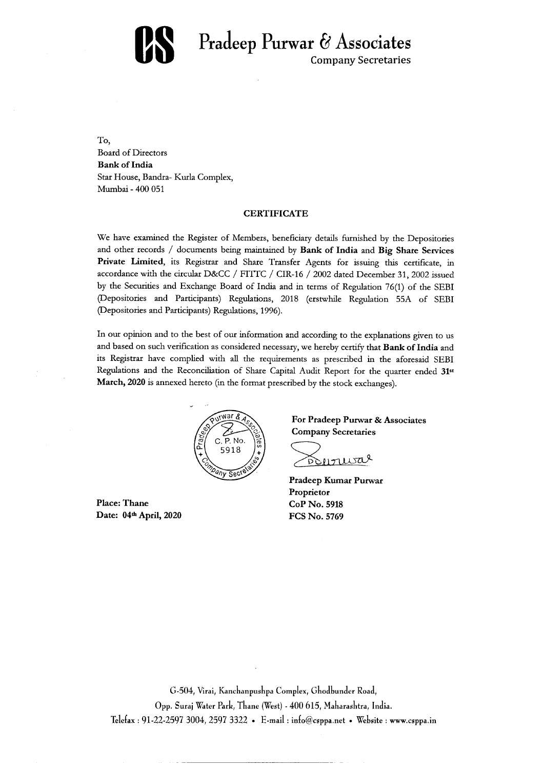# Pradeep Purwar & Associates

Company Secretaries

To,
Board of Directors
**Bank of India**
Star House, Bandra- Kurla Complex,
Mumbai - 400 051

## CERTIFICATE

We have examined the Register of Members, beneficiary details furnished by the Depositories and other records / documents being maintained by **Bank of India** and **Big Share Services Private Limited**, its Registrar and Share Transfer Agents for issuing this certificate, in accordance with the circular D&CC / FITTC / CIR-16 / 2002 dated December 31, 2002 issued by the Securities and Exchange Board of India and in terms of Regulation 76(1) of the SEBI (Depositories and Participants) Regulations, 2018 (erstwhile Regulation 55A of SEBI (Depositories and Participants) Regulations, 1996).

In our opinion and to the best of our information and according to the explanations given to us and based on such verification as considered necessary, we hereby certify that **Bank of India** and its Registrar have complied with all the requirements as prescribed in the aforesaid SEBI Regulations and the Reconciliation of Share Capital Audit Report for the quarter ended **31st March, 2020** is annexed hereto (in the format prescribed by the stock exchanges).

**For Pradeep Purwar & Associates**
**Company Secretaries**

**Pradeep Kumar Purwar**
**Proprietor**
**CoP No. 5918**
**FCS No. 5769**

**Place: Thane**
**Date: 04th April, 2020**

G-504, Virai, Kanchanpushpa Complex, Ghodbunder Road,
Opp. Suraj Water Park, Thane (West) - 400 615, Maharashtra, India.
Telefax : 91-22-2597 3004, 2597 3322 • E-mail : info@csppa.net • Website : www.csppa.in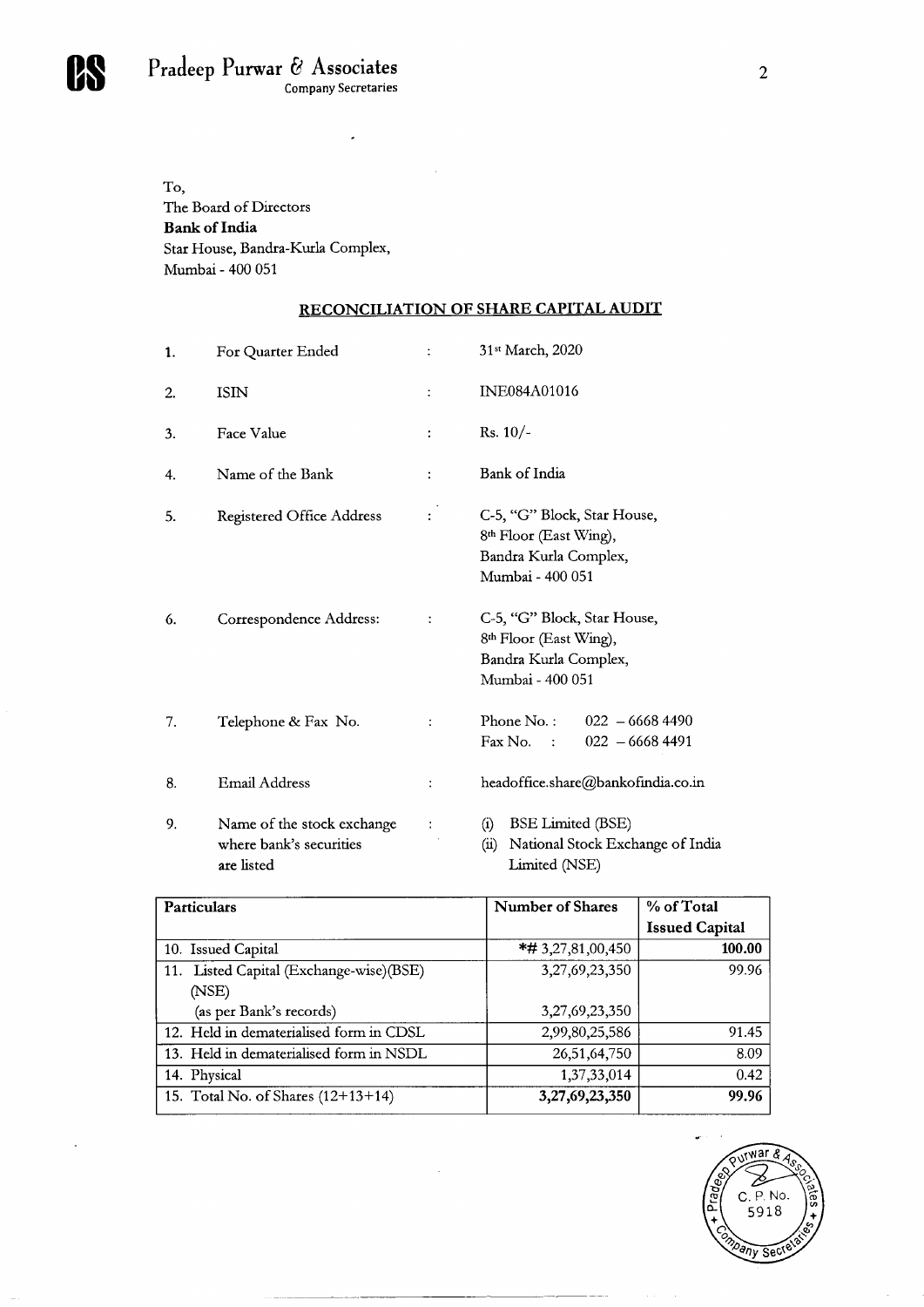Pradeep Purwar & Associates
Company Secretaries

To,
The Board of Directors
**Bank of India**
Star House, Bandra-Kurla Complex,
Mumbai - 400 051

## RECONCILIATION OF SHARE CAPITAL AUDIT

| | | | |
|---|---|---|---|
| 1. | For Quarter Ended | : | 31st March, 2020 |
| 2. | ISIN | : | INE084A01016 |
| 3. | Face Value | : | Rs. 10/- |
| 4. | Name of the Bank | : | Bank of India |
| 5. | Registered Office Address | : | C-5, "G" Block, Star House, 8th Floor (East Wing), Bandra Kurla Complex, Mumbai - 400 051 |
| 6. | Correspondence Address: | : | C-5, "G" Block, Star House, 8th Floor (East Wing), Bandra Kurla Complex, Mumbai - 400 051 |
| 7. | Telephone & Fax No. | : | Phone No. : 022 – 6668 4490<br>Fax No. : 022 – 6668 4491 |
| 8. | Email Address | : | headoffice.share@bankofindia.co.in |
| 9. | Name of the stock exchange where bank's securities are listed | : | (i) BSE Limited (BSE)<br>(ii) National Stock Exchange of India Limited (NSE) |

| Particulars | Number of Shares | % of Total Issued Capital |
|---|---|---|
| 10. Issued Capital | *# 3,27,81,00,450 | **100.00** |
| 11. Listed Capital (Exchange-wise)(BSE) (NSE) | 3,27,69,23,350 | 99.96 |
| (as per Bank's records) | 3,27,69,23,350 | |
| 12. Held in dematerialised form in CDSL | 2,99,80,25,586 | 91.45 |
| 13. Held in dematerialised form in NSDL | 26,51,64,750 | 8.09 |
| 14. Physical | 1,37,33,014 | 0.42 |
| 15. Total No. of Shares (12+13+14) | **3,27,69,23,350** | **99.96** |

Pradeep Purwar & Associates Company Secretaries C. P. No. 5918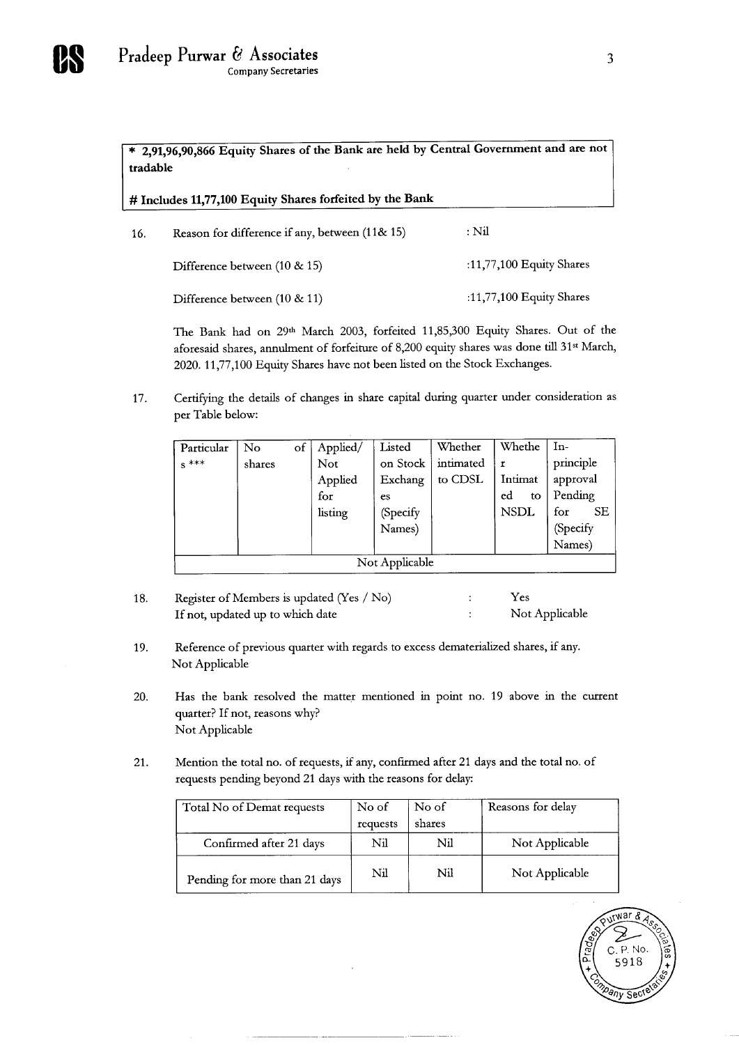**\* 2,91,96,90,866 Equity Shares of the Bank are held by Central Government and are not tradable**

**# Includes 11,77,100 Equity Shares forfeited by the Bank**

16. Reason for difference if any, between (11& 15) : Nil

    Difference between (10 & 15) :11,77,100 Equity Shares

    Difference between (10 & 11) :11,77,100 Equity Shares

    The Bank had on 29th March 2003, forfeited 11,85,300 Equity Shares. Out of the aforesaid shares, annulment of forfeiture of 8,200 equity shares was done till 31st March, 2020. 11,77,100 Equity Shares have not been listed on the Stock Exchanges.

17. Certifying the details of changes in share capital during quarter under consideration as per Table below:

| Particulars *** | No of shares | Applied/ Not Applied for listing | Listed on Stock Exchanges (Specify Names) | Whether intimated to CDSL | Whether Intimated to NSDL | In-principle approval Pending for SE (Specify Names) |
|---|---|---|---|---|---|---|
| Not Applicable | | | | | | |

18. Register of Members is updated (Yes / No) : Yes
    If not, updated up to which date : Not Applicable

19. Reference of previous quarter with regards to excess dematerialized shares, if any.
    Not Applicable

20. Has the bank resolved the matter mentioned in point no. 19 above in the current quarter? If not, reasons why?
    Not Applicable

21. Mention the total no. of requests, if any, confirmed after 21 days and the total no. of requests pending beyond 21 days with the reasons for delay:

| Total No of Demat requests | No of requests | No of shares | Reasons for delay |
|---|---|---|---|
| Confirmed after 21 days | Nil | Nil | Not Applicable |
| Pending for more than 21 days | Nil | Nil | Not Applicable |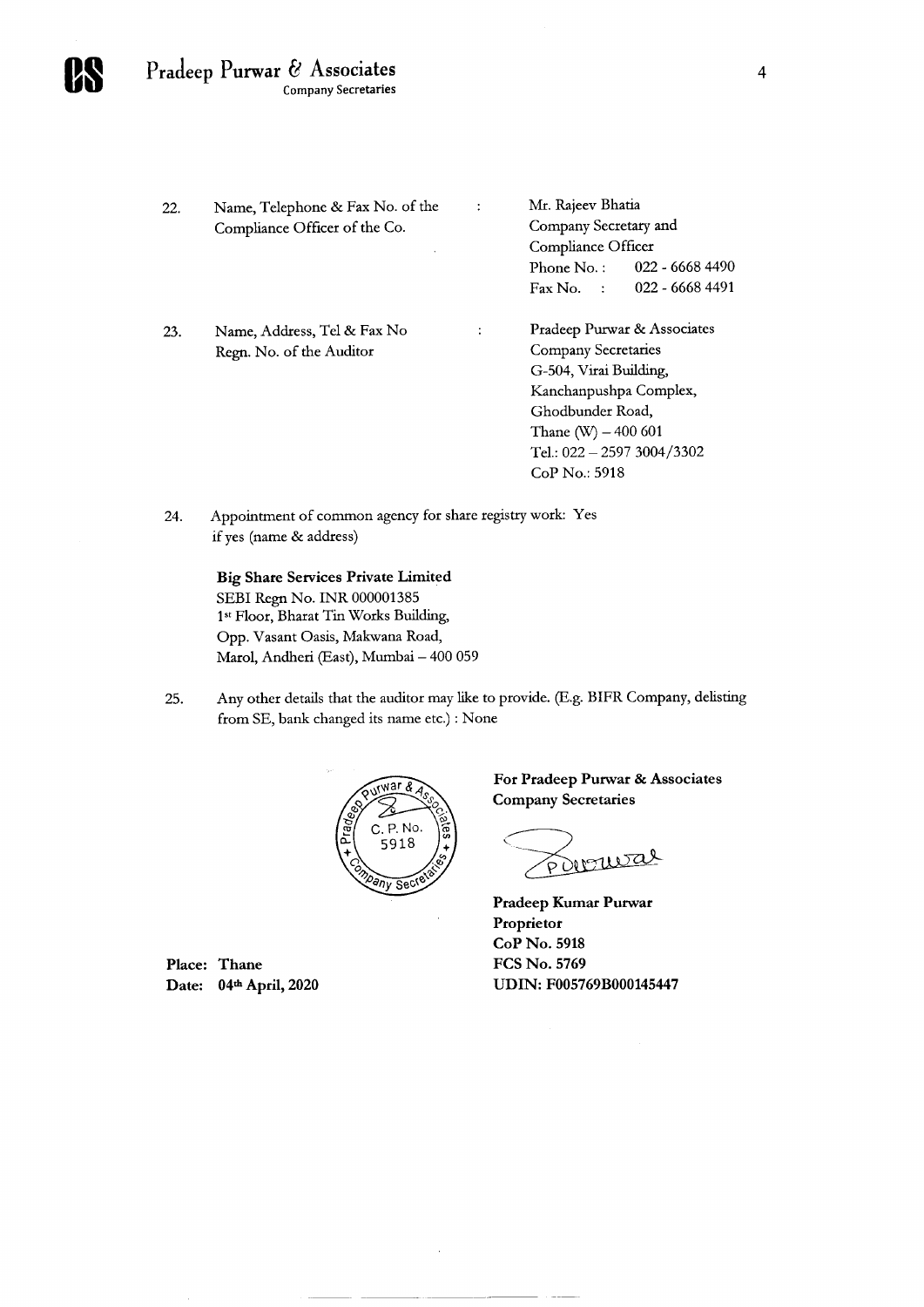22. Name, Telephone & Fax No. of the Compliance Officer of the Co. : Mr. Rajeev Bhatia
    Company Secretary and Compliance Officer
    Phone No. : 022 - 6668 4490
    Fax No. : 022 - 6668 4491

23. Name, Address, Tel & Fax No Regn. No. of the Auditor : Pradeep Purwar & Associates
    Company Secretaries
    G-504, Virai Building,
    Kanchanpushpa Complex,
    Ghodbunder Road,
    Thane (W) – 400 601
    Tel.: 022 – 2597 3004/3302
    CoP No.: 5918

24. Appointment of common agency for share registry work: Yes
    if yes (name & address)

    **Big Share Services Private Limited**
    SEBI Regn No. INR 000001385
    1st Floor, Bharat Tin Works Building,
    Opp. Vasant Oasis, Makwana Road,
    Marol, Andheri (East), Mumbai – 400 059

25. Any other details that the auditor may like to provide. (E.g. BIFR Company, delisting from SE, bank changed its name etc.) : None

**For Pradeep Purwar & Associates**
**Company Secretaries**

**Pradeep Kumar Purwar**
**Proprietor**
**CoP No. 5918**
**FCS No. 5769**
**UDIN: F005769B000145447**

**Place: Thane**
**Date: 04th April, 2020**